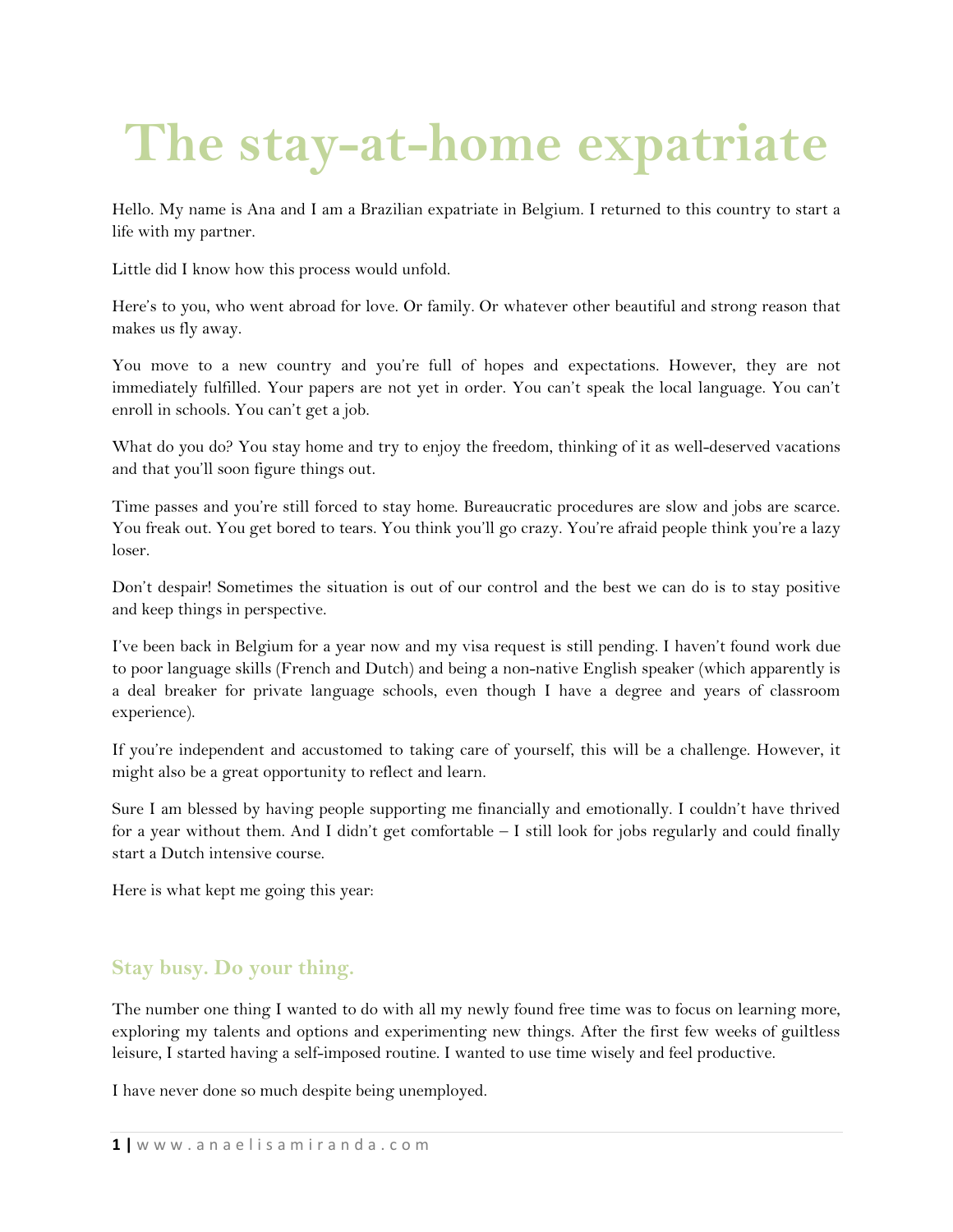# The stay-at-home expatriate

Hello. My name is Ana and I am a Brazilian expatriate in Belgium. I returned to this country to start a life with my partner.

Little did I know how this process would unfold.

Here's to you, who went abroad for love. Or family. Or whatever other beautiful and strong reason that makes us fly away.

You move to a new country and you're full of hopes and expectations. However, they are not immediately fulfilled. Your papers are not yet in order. You can't speak the local language. You can't enroll in schools. You can't get a job.

What do you do? You stay home and try to enjoy the freedom, thinking of it as well-deserved vacations and that you'll soon figure things out.

Time passes and you're still forced to stay home. Bureaucratic procedures are slow and jobs are scarce. You freak out. You get bored to tears. You think you'll go crazy. You're afraid people think you're a lazy loser.

Don't despair! Sometimes the situation is out of our control and the best we can do is to stay positive and keep things in perspective.

I've been back in Belgium for a year now and my visa request is still pending. I haven't found work due to poor language skills (French and Dutch) and being a non-native English speaker (which apparently is a deal breaker for private language schools, even though I have a degree and years of classroom experience).

If you're independent and accustomed to taking care of yourself, this will be a challenge. However, it might also be a great opportunity to reflect and learn.

Sure I am blessed by having people supporting me financially and emotionally. I couldn't have thrived for a year without them. And I didn't get comfortable – I still look for jobs regularly and could finally start a Dutch intensive course.

Here is what kept me going this year:

## Stay busy. Do your thing.

The number one thing I wanted to do with all my newly found free time was to focus on learning more, exploring my talents and options and experimenting new things. After the first few weeks of guiltless leisure, I started having a self-imposed routine. I wanted to use time wisely and feel productive.

I have never done so much despite being unemployed.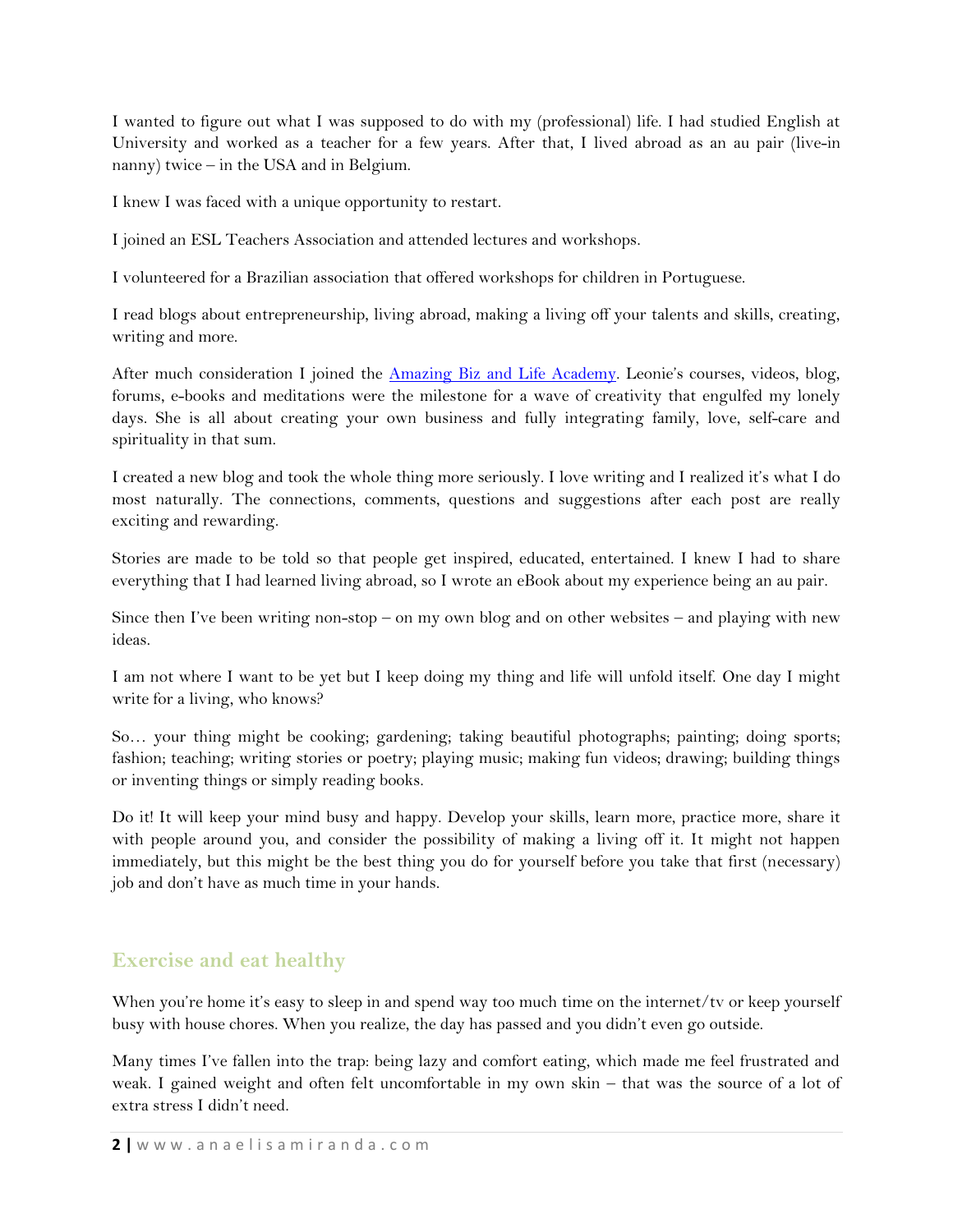I wanted to figure out what I was supposed to do with my (professional) life. I had studied English at University and worked as a teacher for a few years. After that, I lived abroad as an au pair (live-in nanny) twice – in the USA and in Belgium.

I knew I was faced with a unique opportunity to restart.

I joined an ESL Teachers Association and attended lectures and workshops.

I volunteered for a Brazilian association that offered workshops for children in Portuguese.

I read blogs about entrepreneurship, living abroad, making a living off your talents and skills, creating, writing and more.

After much consideration I joined the [Amazing Biz and Life Academy](). Leonie's courses, videos, blog, forums, e-books and meditations were the milestone for a wave of creativity that engulfed my lonely days. She is all about creating your own business and fully integrating family, love, self-care and spirituality in that sum.

I created a new blog and took the whole thing more seriously. I love writing and I realized it's what I do most naturally. The connections, comments, questions and suggestions after each post are really exciting and rewarding.

Stories are made to be told so that people get inspired, educated, entertained. I knew I had to share everything that I had learned living abroad, so I wrote an eBook about my experience being an au pair.

Since then I've been writing non-stop – on my own blog and on other websites – and playing with new ideas.

I am not where I want to be yet but I keep doing my thing and life will unfold itself. One day I might write for a living, who knows?

So… your thing might be cooking; gardening; taking beautiful photographs; painting; doing sports; fashion; teaching; writing stories or poetry; playing music; making fun videos; drawing; building things or inventing things or simply reading books.

Do it! It will keep your mind busy and happy. Develop your skills, learn more, practice more, share it with people around you, and consider the possibility of making a living off it. It might not happen immediately, but this might be the best thing you do for yourself before you take that first (necessary) job and don't have as much time in your hands.

## Exercise and eat healthy

When you're home it's easy to sleep in and spend way too much time on the internet/tv or keep yourself busy with house chores. When you realize, the day has passed and you didn't even go outside.

Many times I've fallen into the trap: being lazy and comfort eating, which made me feel frustrated and weak. I gained weight and often felt uncomfortable in my own skin – that was the source of a lot of extra stress I didn't need.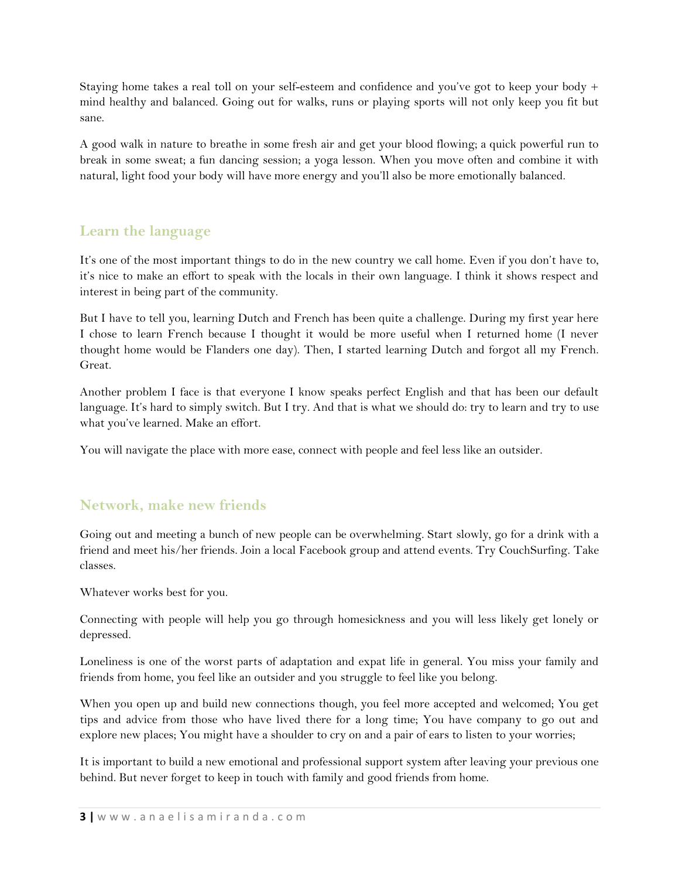Staying home takes a real toll on your self-esteem and confidence and you've got to keep your body + mind healthy and balanced. Going out for walks, runs or playing sports will not only keep you fit but sane.

A good walk in nature to breathe in some fresh air and get your blood flowing; a quick powerful run to break in some sweat; a fun dancing session; a yoga lesson. When you move often and combine it with natural, light food your body will have more energy and you'll also be more emotionally balanced.

## Learn the language

It's one of the most important things to do in the new country we call home. Even if you don't have to, it's nice to make an effort to speak with the locals in their own language. I think it shows respect and interest in being part of the community.

But I have to tell you, learning Dutch and French has been quite a challenge. During my first year here I chose to learn French because I thought it would be more useful when I returned home (I never thought home would be Flanders one day). Then, I started learning Dutch and forgot all my French. Great.

Another problem I face is that everyone I know speaks perfect English and that has been our default language. It's hard to simply switch. But I try. And that is what we should do: try to learn and try to use what you've learned. Make an effort.

You will navigate the place with more ease, connect with people and feel less like an outsider.

## Network, make new friends

Going out and meeting a bunch of new people can be overwhelming. Start slowly, go for a drink with a friend and meet his/her friends. Join a local Facebook group and attend events. Try CouchSurfing. Take classes.

Whatever works best for you.

Connecting with people will help you go through homesickness and you will less likely get lonely or depressed.

Loneliness is one of the worst parts of adaptation and expat life in general. You miss your family and friends from home, you feel like an outsider and you struggle to feel like you belong.

When you open up and build new connections though, you feel more accepted and welcomed; You get tips and advice from those who have lived there for a long time; You have company to go out and explore new places; You might have a shoulder to cry on and a pair of ears to listen to your worries;

It is important to build a new emotional and professional support system after leaving your previous one behind. But never forget to keep in touch with family and good friends from home.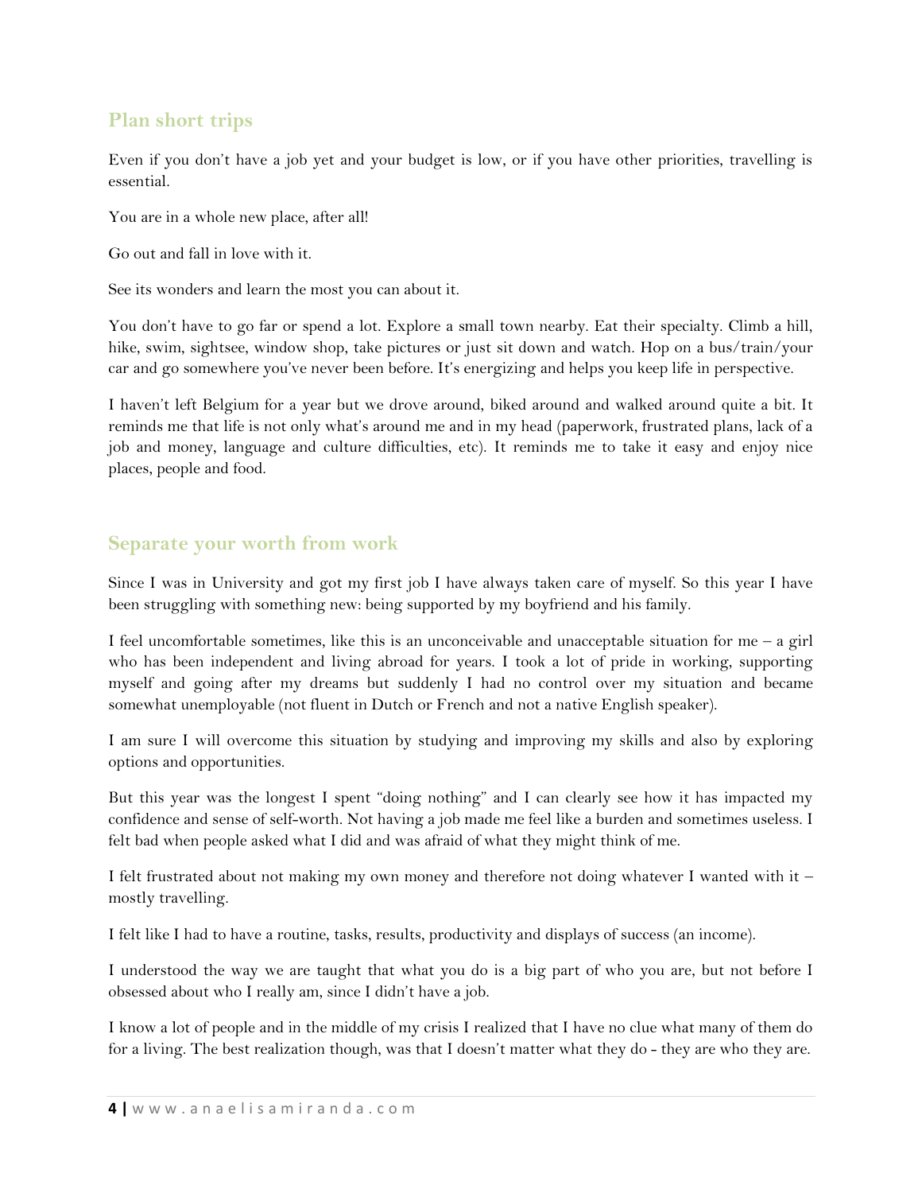## Plan short trips

Even if you don't have a job yet and your budget is low, or if you have other priorities, travelling is essential.

You are in a whole new place, after all!

Go out and fall in love with it.

See its wonders and learn the most you can about it.

You don't have to go far or spend a lot. Explore a small town nearby. Eat their specialty. Climb a hill, hike, swim, sightsee, window shop, take pictures or just sit down and watch. Hop on a bus/train/your car and go somewhere you've never been before. It's energizing and helps you keep life in perspective.

I haven't left Belgium for a year but we drove around, biked around and walked around quite a bit. It reminds me that life is not only what's around me and in my head (paperwork, frustrated plans, lack of a job and money, language and culture difficulties, etc). It reminds me to take it easy and enjoy nice places, people and food.

## Separate your worth from work

Since I was in University and got my first job I have always taken care of myself. So this year I have been struggling with something new: being supported by my boyfriend and his family.

I feel uncomfortable sometimes, like this is an unconceivable and unacceptable situation for me – a girl who has been independent and living abroad for years. I took a lot of pride in working, supporting myself and going after my dreams but suddenly I had no control over my situation and became somewhat unemployable (not fluent in Dutch or French and not a native English speaker).

I am sure I will overcome this situation by studying and improving my skills and also by exploring options and opportunities.

But this year was the longest I spent "doing nothing" and I can clearly see how it has impacted my confidence and sense of self-worth. Not having a job made me feel like a burden and sometimes useless. I felt bad when people asked what I did and was afraid of what they might think of me.

I felt frustrated about not making my own money and therefore not doing whatever I wanted with it – mostly travelling.

I felt like I had to have a routine, tasks, results, productivity and displays of success (an income).

I understood the way we are taught that what you do is a big part of who you are, but not before I obsessed about who I really am, since I didn't have a job.

I know a lot of people and in the middle of my crisis I realized that I have no clue what many of them do for a living. The best realization though, was that I doesn't matter what they do - they are who they are.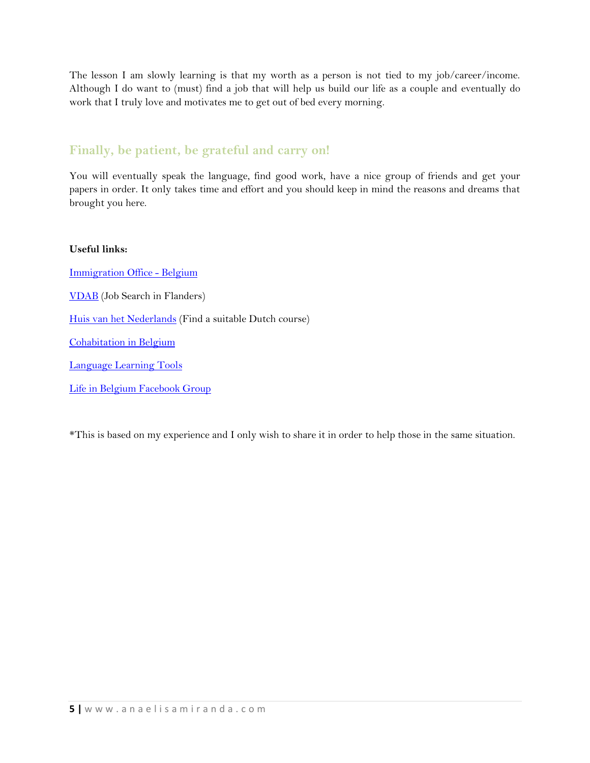The lesson I am slowly learning is that my worth as a person is not tied to my job/career/income. Although I do want to (must) find a job that will help us build our life as a couple and eventually do work that I truly love and motivates me to get out of bed every morning.

## Finally, be patient, be grateful and carry on!

You will eventually speak the language, find good work, have a nice group of friends and get your papers in order. It only takes time and effort and you should keep in mind the reasons and dreams that brought you here.

**Useful links:**

Immigration Office - Belgium

VDAB (Job Search in Flanders)

Huis van het Nederlands (Find a suitable Dutch course)

Cohabitation in Belgium

Language Learning Tools

Life in Belgium Facebook Group

*This is based on my experience and I only wish to share it in order to help those in the same situation.